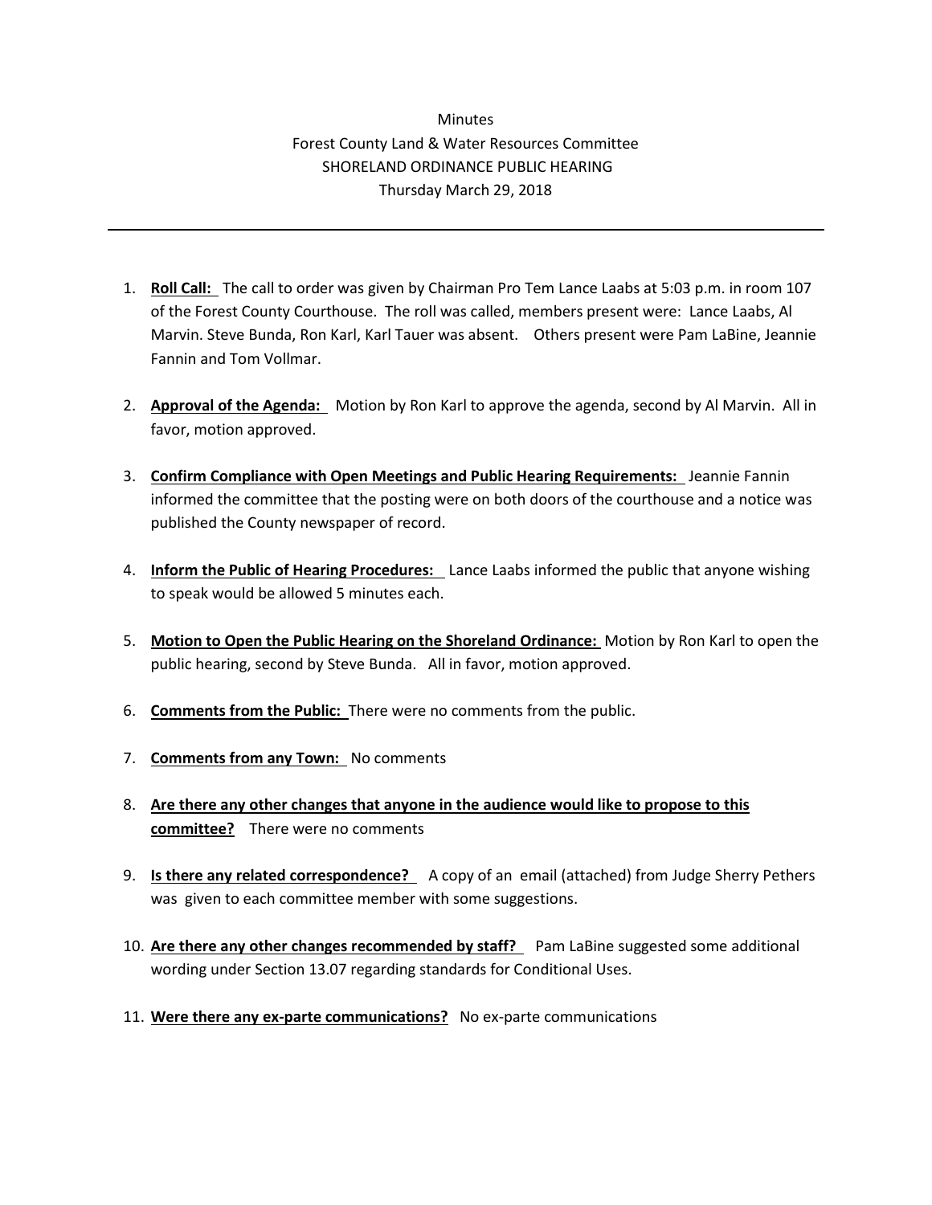Minutes
Forest County Land & Water Resources Committee
SHORELAND ORDINANCE PUBLIC HEARING
Thursday March 29, 2018

---

1. **Roll Call:** The call to order was given by Chairman Pro Tem Lance Laabs at 5:03 p.m. in room 107 of the Forest County Courthouse. The roll was called, members present were: Lance Laabs, Al Marvin. Steve Bunda, Ron Karl, Karl Tauer was absent. Others present were Pam LaBine, Jeannie Fannin and Tom Vollmar.

2. **Approval of the Agenda:** Motion by Ron Karl to approve the agenda, second by Al Marvin. All in favor, motion approved.

3. **Confirm Compliance with Open Meetings and Public Hearing Requirements:** Jeannie Fannin informed the committee that the posting were on both doors of the courthouse and a notice was published the County newspaper of record.

4. **Inform the Public of Hearing Procedures:** Lance Laabs informed the public that anyone wishing to speak would be allowed 5 minutes each.

5. **Motion to Open the Public Hearing on the Shoreland Ordinance:** Motion by Ron Karl to open the public hearing, second by Steve Bunda. All in favor, motion approved.

6. **Comments from the Public:** There were no comments from the public.

7. **Comments from any Town:** No comments

8. **Are there any other changes that anyone in the audience would like to propose to this committee?** There were no comments

9. **Is there any related correspondence?** A copy of an email (attached) from Judge Sherry Pethers was given to each committee member with some suggestions.

10. **Are there any other changes recommended by staff?** Pam LaBine suggested some additional wording under Section 13.07 regarding standards for Conditional Uses.

11. **Were there any ex-parte communications?** No ex-parte communications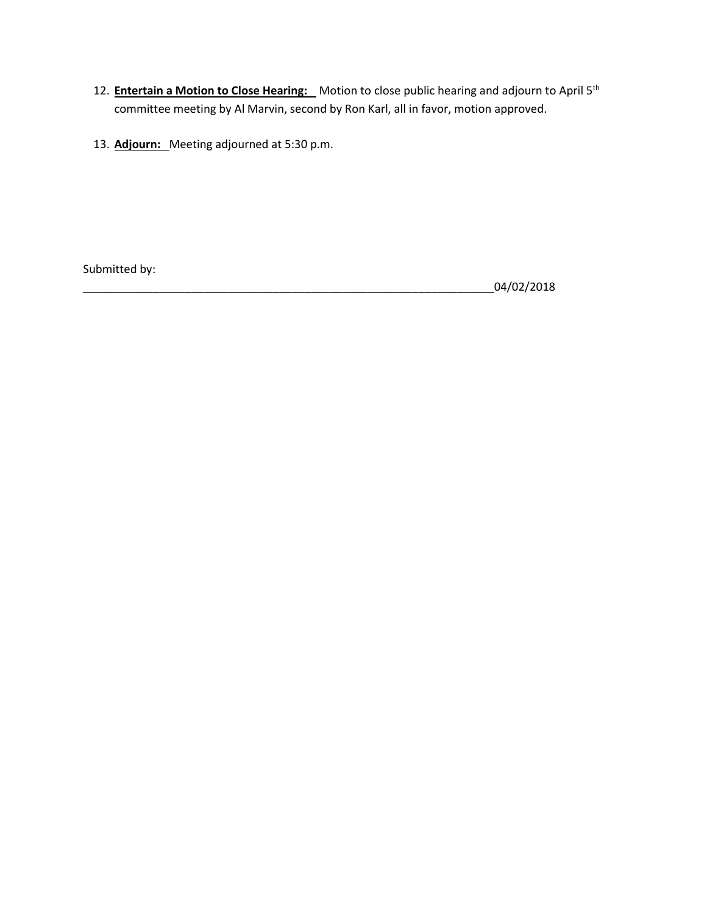12. **Entertain a Motion to Close Hearing:** Motion to close public hearing and adjourn to April 5th committee meeting by Al Marvin, second by Ron Karl, all in favor, motion approved.

13. **Adjourn:** Meeting adjourned at 5:30 p.m.

Submitted by:

____________________________________________________________________04/02/2018